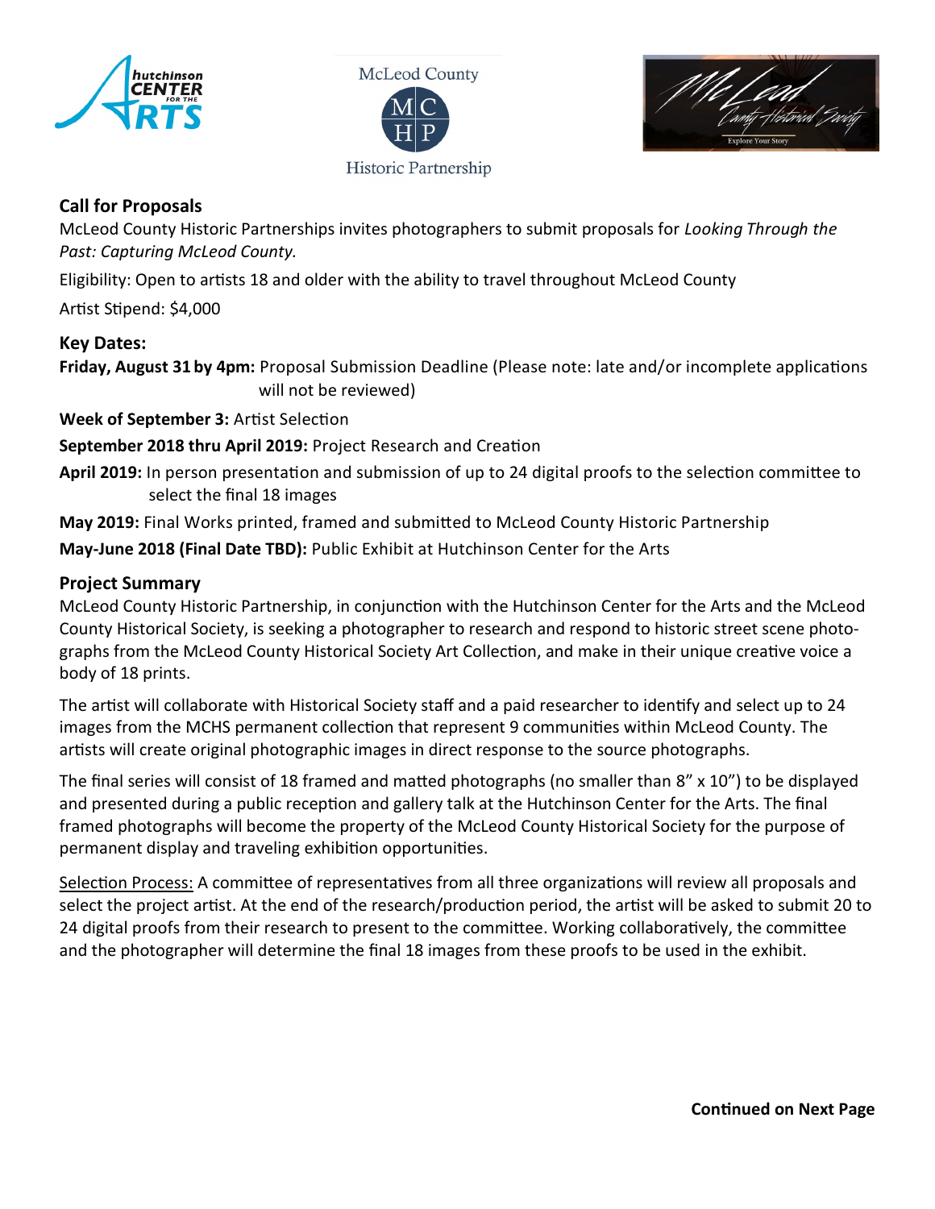hutchinson CENTER FOR THE ARTS

McLeod County Historic Partnership

McLeod County Historical Society — Explore Your Story

## Call for Proposals

McLeod County Historic Partnerships invites photographers to submit proposals for *Looking Through the Past: Capturing McLeod County.*

Eligibility: Open to artists 18 and older with the ability to travel throughout McLeod County

Artist Stipend: $4,000

## Key Dates:

**Friday, August 31 by 4pm:** Proposal Submission Deadline (Please note: late and/or incomplete applications will not be reviewed)

**Week of September 3:** Artist Selection

**September 2018 thru April 2019:** Project Research and Creation

**April 2019:** In person presentation and submission of up to 24 digital proofs to the selection committee to select the final 18 images

**May 2019:** Final Works printed, framed and submitted to McLeod County Historic Partnership

**May-June 2018 (Final Date TBD):** Public Exhibit at Hutchinson Center for the Arts

## Project Summary

McLeod County Historic Partnership, in conjunction with the Hutchinson Center for the Arts and the McLeod County Historical Society, is seeking a photographer to research and respond to historic street scene photographs from the McLeod County Historical Society Art Collection, and make in their unique creative voice a body of 18 prints.

The artist will collaborate with Historical Society staff and a paid researcher to identify and select up to 24 images from the MCHS permanent collection that represent 9 communities within McLeod County. The artists will create original photographic images in direct response to the source photographs.

The final series will consist of 18 framed and matted photographs (no smaller than 8" x 10") to be displayed and presented during a public reception and gallery talk at the Hutchinson Center for the Arts. The final framed photographs will become the property of the McLeod County Historical Society for the purpose of permanent display and traveling exhibition opportunities.

Selection Process: A committee of representatives from all three organizations will review all proposals and select the project artist. At the end of the research/production period, the artist will be asked to submit 20 to 24 digital proofs from their research to present to the committee. Working collaboratively, the committee and the photographer will determine the final 18 images from these proofs to be used in the exhibit.

**Continued on Next Page**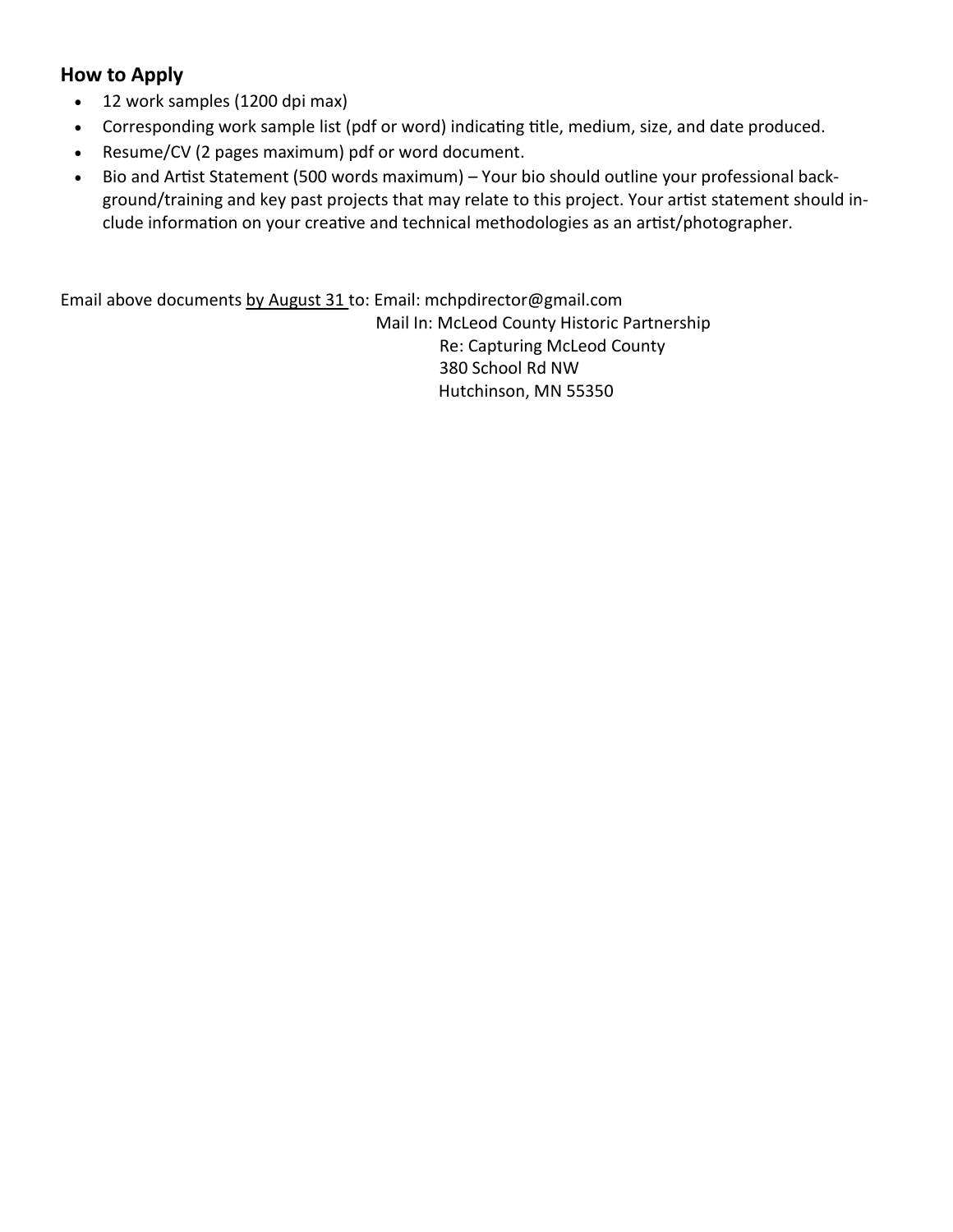## How to Apply

- 12 work samples (1200 dpi max)
- Corresponding work sample list (pdf or word) indicating title, medium, size, and date produced.
- Resume/CV (2 pages maximum) pdf or word document.
- Bio and Artist Statement (500 words maximum) – Your bio should outline your professional background/training and key past projects that may relate to this project. Your artist statement should include information on your creative and technical methodologies as an artist/photographer.

Email above documents by August 31 to: Email: mchpdirector@gmail.com

Mail In: McLeod County Historic Partnership
Re: Capturing McLeod County
380 School Rd NW
Hutchinson, MN 55350